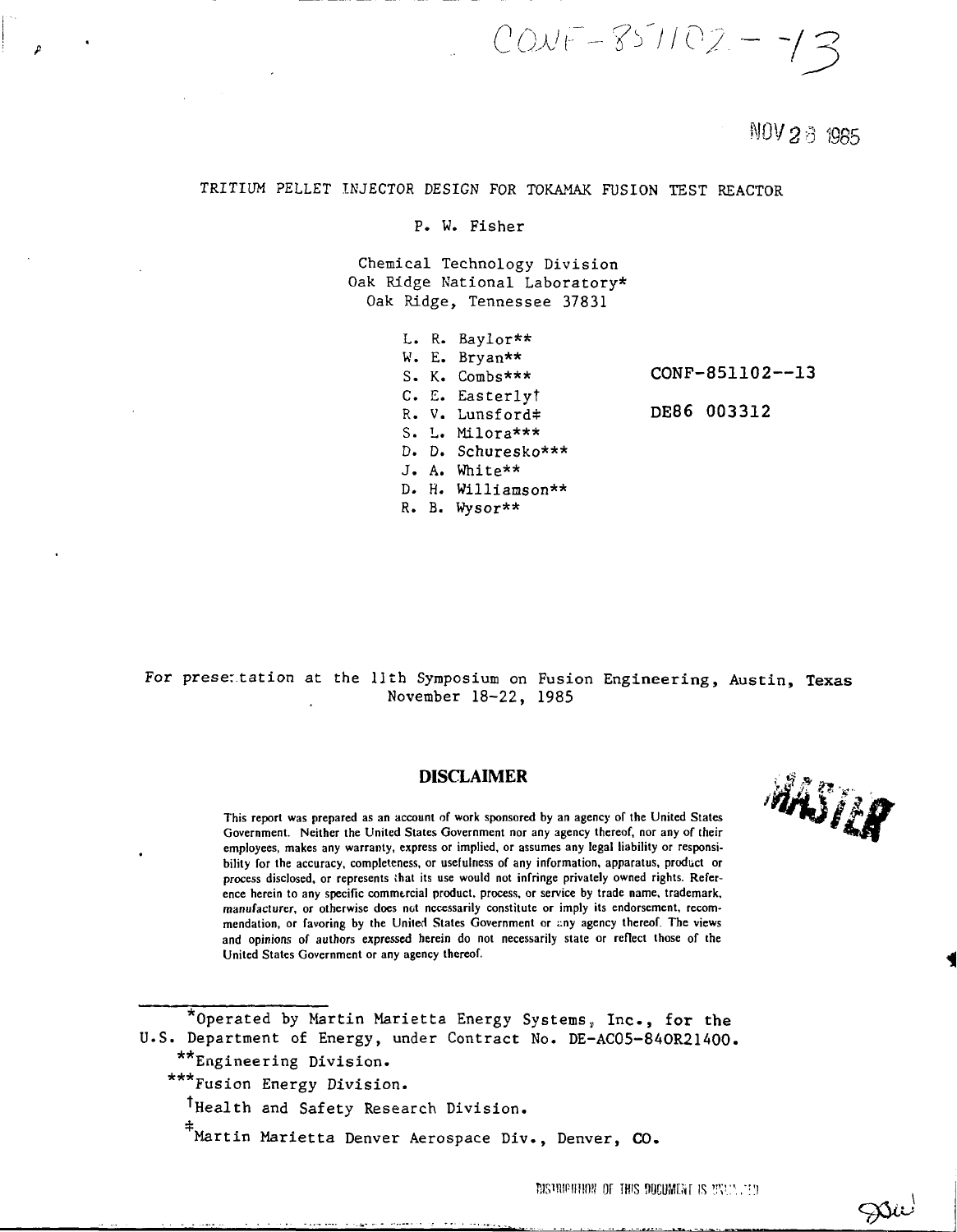CONF-851102--13

NOV 28 1985

# TRITIUM PELLET INJECTOR DESIGN FOR TOKAMAK FUSION TEST REACTOR

P. W. Fisher

Chemical Technology Division
Oak Ridge National Laboratory*
Oak Ridge, Tennessee 37831

L. R. Baylor**
W. E. Bryan**
S. K. Combs***
C. E. Easterly†
R. V. Lunsford‡
S. L. Milora***
D. D. Schuresko***
J. A. White**
D. H. Williamson**
R. B. Wysor**

CONF-851102--13

DE86 003312

For presentation at the 11th Symposium on Fusion Engineering, Austin, Texas
November 18-22, 1985

## DISCLAIMER

This report was prepared as an account of work sponsored by an agency of the United States Government. Neither the United States Government nor any agency thereof, nor any of their employees, makes any warranty, express or implied, or assumes any legal liability or responsibility for the accuracy, completeness, or usefulness of any information, apparatus, product or process disclosed, or represents that its use would not infringe privately owned rights. Reference herein to any specific commercial product, process, or service by trade name, trademark, manufacturer, or otherwise does not necessarily constitute or imply its endorsement, recommendation, or favoring by the United States Government or any agency thereof. The views and opinions of authors expressed herein do not necessarily state or reflect those of the United States Government or any agency thereof.

MASTER

*Operated by Martin Marietta Energy Systems, Inc., for the U.S. Department of Energy, under Contract No. DE-AC05-84OR21400.

**Engineering Division.

***Fusion Energy Division.

†Health and Safety Research Division.

‡Martin Marietta Denver Aerospace Div., Denver, CO.

DISTRIBUTION OF THIS DOCUMENT IS UNLIMITED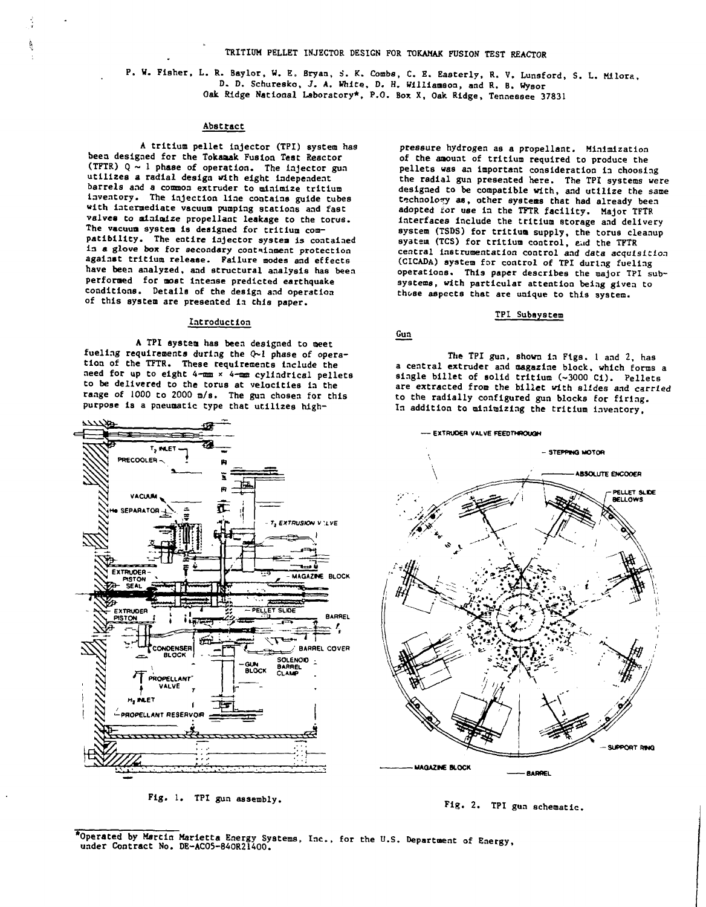# TRITIUM PELLET INJECTOR DESIGN FOR TOKAMAK FUSION TEST REACTOR

P. W. Fisher, L. R. Baylor, W. E. Bryan, S. K. Combs, C. E. Easterly, R. V. Lunsford, S. L. Milora, D. D. Schuresko, J. A. White, D. H. Williamson, and R. B. Wysor
Oak Ridge National Laboratory*, P.O. Box X, Oak Ridge, Tennessee 37831

## Abstract

A tritium pellet injector (TPI) system has been designed for the Tokamak Fusion Test Reactor (TFTR) Q ~ 1 phase of operation. The injector gun utilizes a radial design with eight independent barrels and a common extruder to minimize tritium inventory. The injection line contains guide tubes with intermediate vacuum pumping stations and fast valves to minimize propellant leakage to the torus. The vacuum system is designed for tritium compatibility. The entire injector system is contained in a glove box for secondary containment protection against tritium release. Failure modes and effects have been analyzed, and structural analysis has been performed for most intense predicted earthquake conditions. Details of the design and operation of this system are presented in this paper.

## Introduction

A TPI system has been designed to meet fueling requirements during the Q~1 phase of operation of the TFTR. These requirements include the need for up to eight 4-mm × 4-mm cylindrical pellets to be delivered to the torus at velocities in the range of 1000 to 2000 m/s. The gun chosen for this purpose is a pneumatic type that utilizes high-pressure hydrogen as a propellant. Minimization of the amount of tritium required to produce the pellets was an important consideration in choosing the radial gun presented here. The TPI systems were designed to be compatible with, and utilize the same technology as, other systems that had already been adopted for use in the TFTR facility. Major TFTR interfaces include the tritium storage and delivery system (TSDS) for tritium supply, the torus cleanup system (TCS) for tritium control, and the TFTR central instrumentation control and data acquisition (CICADA) system for control of TPI during fueling operations. This paper describes the major TPI subsystems, with particular attention being given to those aspects that are unique to this system.

## TPI Subsystem

### Gun

The TPI gun, shown in Figs. 1 and 2, has a central extruder and magazine block, which forms a single billet of solid tritium (~3000 Ci). Pellets are extracted from the billet with slides and carried to the radially configured gun blocks for firing. In addition to minimizing the tritium inventory,

Fig. 1. TPI gun assembly.

Fig. 2. TPI gun schematic.

---

*Operated by Martin Marietta Energy Systems, Inc., for the U.S. Department of Energy, under Contract No. DE-AC05-84OR21400.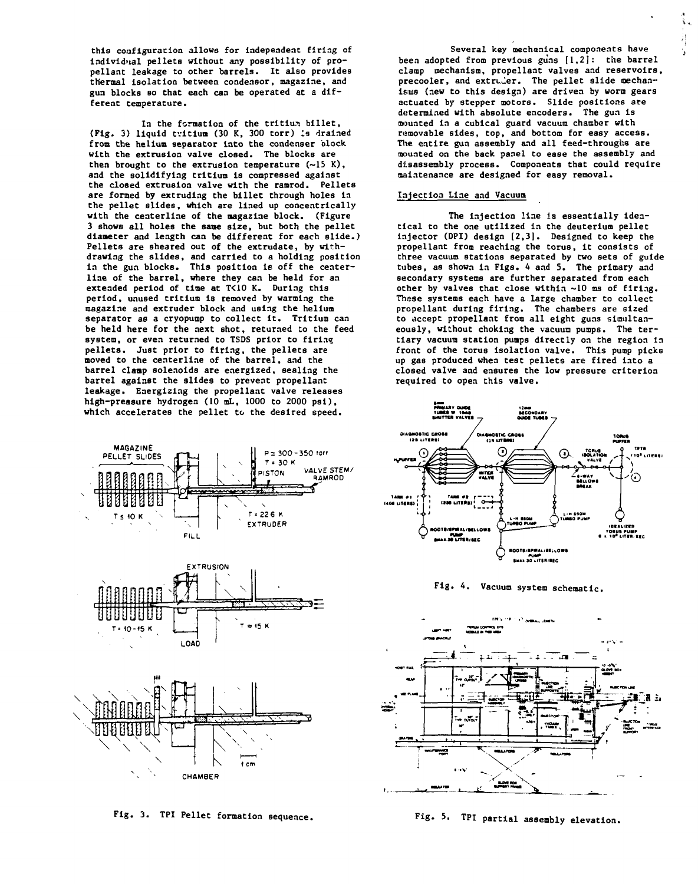this configuration allows for independent firing of individual pellets without any possibility of propellant leakage to other barrels. It also provides thermal isolation between condensor, magazine, and gun blocks so that each can be operated at a different temperature.

In the formation of the tritium billet, (Fig. 3) liquid tritium (30 K, 300 torr) is drained from the helium separator into the condenser block with the extrusion valve closed. The blocks are then brought to the extrusion temperature (~15 K), and the solidifying tritium is compressed against the closed extrusion valve with the ramrod. Pellets are formed by extruding the billet through holes in the pellet slides, which are lined up concentrically with the centerline of the magazine block. (Figure 3 shows all holes the same size, but both the pellet diameter and length can be different for each slide.) Pellets are sheared out of the extrudate, by withdrawing the slides, and carried to a holding position in the gun blocks. This position is off the centerline of the barrel, where they can be held for an extended period of time at T<10 K. During this period, unused tritium is removed by warming the magazine and extruder block and using the helium separator as a cryopump to collect it. Tritium can be held here for the next shot, returned to the feed system, or even returned to TSDS prior to firing pellets. Just prior to firing, the pellets are moved to the centerline of the barrel, and the barrel clamp solenoids are energized, sealing the barrel against the slides to prevent propellant leakage. Energizing the propellant valve releases high-pressure hydrogen (10 mL, 1000 to 2000 psi), which accelerates the pellet to the desired speed.

Fig. 3. TPI Pellet formation sequence.

Several key mechanical components have been adopted from previous guns [1,2]: the barrel clamp mechanism, propellant valves and reservoirs, precooler, and extruder. The pellet slide mechanisms (new to this design) are driven by worm gears actuated by stepper motors. Slide positions are determined with absolute encoders. The gun is mounted in a cubical guard vacuum chamber with removable sides, top, and bottom for easy access. The entire gun assembly and all feed-throughs are mounted on the back panel to ease the assembly and disassembly process. Components that could require maintenance are designed for easy removal.

## Injection Line and Vacuum

The injection line is essentially identical to the one utilized in the deuterium pellet injector (DPI) design [2,3]. Designed to keep the propellant from reaching the torus, it consists of three vacuum stations separated by two sets of guide tubes, as shown in Figs. 4 and 5. The primary and secondary systems are further separated from each other by valves that close within ~10 ms of firing. These systems each have a large chamber to collect propellant during firing. The chambers are sized to accept propellant from all eight guns simultaneously, without choking the vacuum pumps. The tertiary vacuum station pumps directly on the region in front of the torus isolation valve. This pump picks up gas produced when test pellets are fired into a closed valve and ensures the low pressure criterion required to open this valve.

Fig. 4. Vacuum system schematic.

Fig. 5. TPI partial assembly elevation.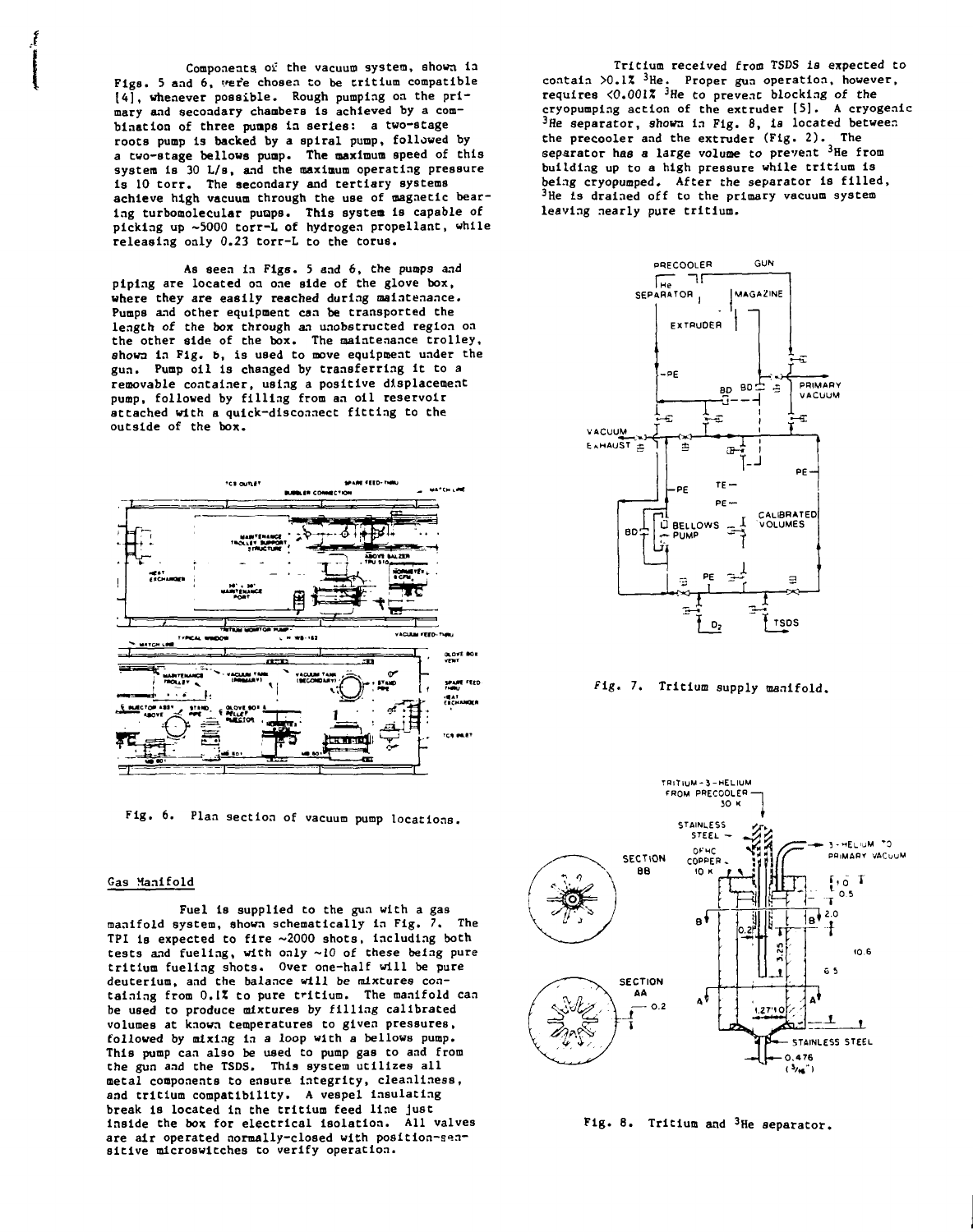Components of the vacuum system, shown in Figs. 5 and 6, were chosen to be tritium compatible [4], whenever possible. Rough pumping on the primary and secondary chambers is achieved by a combination of three pumps in series: a two-stage roots pump is backed by a spiral pump, followed by a two-stage bellows pump. The maximum speed of this system is 30 L/s, and the maximum operating pressure is 10 torr. The secondary and tertiary systems achieve high vacuum through the use of magnetic bearing turbomolecular pumps. This system is capable of picking up ~5000 torr-L of hydrogen propellant, while releasing only 0.23 torr-L to the torus.

As seen in Figs. 5 and 6, the pumps and piping are located on one side of the glove box, where they are easily reached during maintenance. Pumps and other equipment can be transported the length of the box through an unobstructed region on the other side of the box. The maintenance trolley, shown in Fig. 6, is used to move equipment under the gun. Pump oil is changed by transferring it to a removable container, using a positive displacement pump, followed by filling from an oil reservoir attached with a quick-disconnect fitting to the outside of the box.

Fig. 6. Plan section of vacuum pump locations.

## Gas Manifold

Fuel is supplied to the gun with a gas manifold system, shown schematically in Fig. 7. The TPI is expected to fire ~2000 shots, including both tests and fueling, with only ~10 of these being pure tritium fueling shots. Over one-half will be pure deuterium, and the balance will be mixtures containing from 0.1% to pure tritium. The manifold can be used to produce mixtures by filling calibrated volumes at known temperatures to given pressures, followed by mixing in a loop with a bellows pump. This pump can also be used to pump gas to and from the gun and the TSDS. This system utilizes all metal components to ensure integrity, cleanliness, and tritium compatibility. A vespel insulating break is located in the tritium feed line just inside the box for electrical isolation. All valves are air operated normally-closed with position-sensitive microswitches to verify operation.

Tritium received from TSDS is expected to contain >0.1% $^3$He. Proper gun operation, however, requires <0.001% $^3$He to prevent blocking of the cryopumping action of the extruder [5]. A cryogenic $^3$He separator, shown in Fig. 8, is located between the precooler and the extruder (Fig. 2). The separator has a large volume to prevent $^3$He from building up to a high pressure while tritium is being cryopumped. After the separator is filled, $^3$He is drained off to the primary vacuum system leaving nearly pure tritium.

Fig. 7. Tritium supply manifold.

Fig. 8. Tritium and $^3$He separator.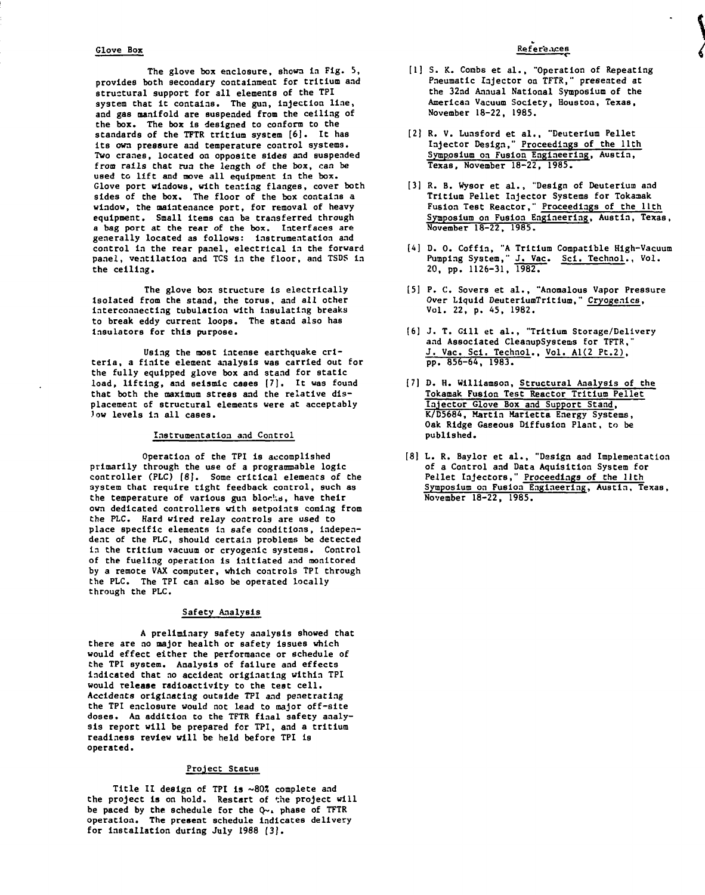### Glove Box

The glove box enclosure, shown in Fig. 5, provides both secondary containment for tritium and structural support for all elements of the TPI system that it contains. The gun, injection line, and gas manifold are suspended from the ceiling of the box. The box is designed to conform to the standards of the TFTR tritium system [6]. It has its own pressure and temperature control systems. Two cranes, located on opposite sides and suspended from rails that run the length of the box, can be used to lift and move all equipment in the box. Glove port windows, with testing flanges, cover both sides of the box. The floor of the box contains a window, the maintenance port, for removal of heavy equipment. Small items can be transferred through a bag port at the rear of the box. Interfaces are generally located as follows: instrumentation and control in the rear panel, electrical in the forward panel, ventilation and TCS in the floor, and TSDS in the ceiling.

The glove box structure is electrically isolated from the stand, the torus, and all other interconnecting tubulation with insulating breaks to break eddy current loops. The stand also has insulators for this purpose.

Using the most intense earthquake criteria, a finite element analysis was carried out for the fully equipped glove box and stand for static load, lifting, and seismic cases [7]. It was found that both the maximum stress and the relative displacement of structural elements were at acceptably low levels in all cases.

### Instrumentation and Control

Operation of the TPI is accomplished primarily through the use of a programmable logic controller (PLC) [8]. Some critical elements of the system that require tight feedback control, such as the temperature of various gun blocks, have their own dedicated controllers with setpoints coming from the PLC. Hard wired relay controls are used to place specific elements in safe conditions, independent of the PLC, should certain problems be detected in the tritium vacuum or cryogenic systems. Control of the fueling operation is initiated and monitored by a remote VAX computer, which controls TPI through the PLC. The TPI can also be operated locally through the PLC.

### Safety Analysis

A preliminary safety analysis showed that there are no major health or safety issues which would effect either the performance or schedule of the TPI system. Analysis of failure and effects indicated that no accident originating within TPI would release radioactivity to the test cell. Accidents originating outside TPI and penetrating the TPI enclosure would not lead to major off-site doses. An addition to the TFTR final safety analysis report will be prepared for TPI, and a tritium readiness review will be held before TPI is operated.

### Project Status

Title II design of TPI is ~80% complete and the project is on hold. Restart of the project will be paced by the schedule for the Q~1 phase of TFTR operation. The present schedule indicates delivery for installation during July 1988 [3].

### References

[1] S. K. Combs et al., "Operation of Repeating Pneumatic Injector on TFTR," presented at the 32nd Annual National Symposium of the American Vacuum Society, Houston, Texas, November 18-22, 1985.

[2] R. V. Lunsford et al., "Deuterium Pellet Injector Design," Proceedings of the 11th Symposium on Fusion Engineering, Austin, Texas, November 18-22, 1985.

[3] R. B. Wysor et al., "Design of Deuterium and Tritium Pellet Injector Systems for Tokamak Fusion Test Reactor," Proceedings of the 11th Symposium on Fusion Engineering, Austin, Texas, November 18-22, 1985.

[4] D. O. Coffin, "A Tritium Compatible High-Vacuum Pumping System," J. Vac. Sci. Technol., Vol. 20, pp. 1126-31, 1982.

[5] P. C. Sovers et al., "Anomalous Vapor Pressure Over Liquid DeuteriumTritium," Cryogenics, Vol. 22, p. 45, 1982.

[6] J. T. Gill et al., "Tritium Storage/Delivery and Associated CleanupSystems for TFTR," J. Vac. Sci. Technol., Vol. A1(2 Pt.2), pp. 856-64, 1983.

[7] D. H. Williamson, Structural Analysis of the Tokamak Fusion Test Reactor Tritium Pellet Injector Glove Box and Support Stand, K/D5684, Martin Marietta Energy Systems, Oak Ridge Gaseous Diffusion Plant, to be published.

[8] L. R. Baylor et al., "Design and Implementation of a Control and Data Aquisition System for Pellet Injectors," Proceedings of the 11th Symposium on Fusion Engineering, Austin, Texas, November 18-22, 1985.